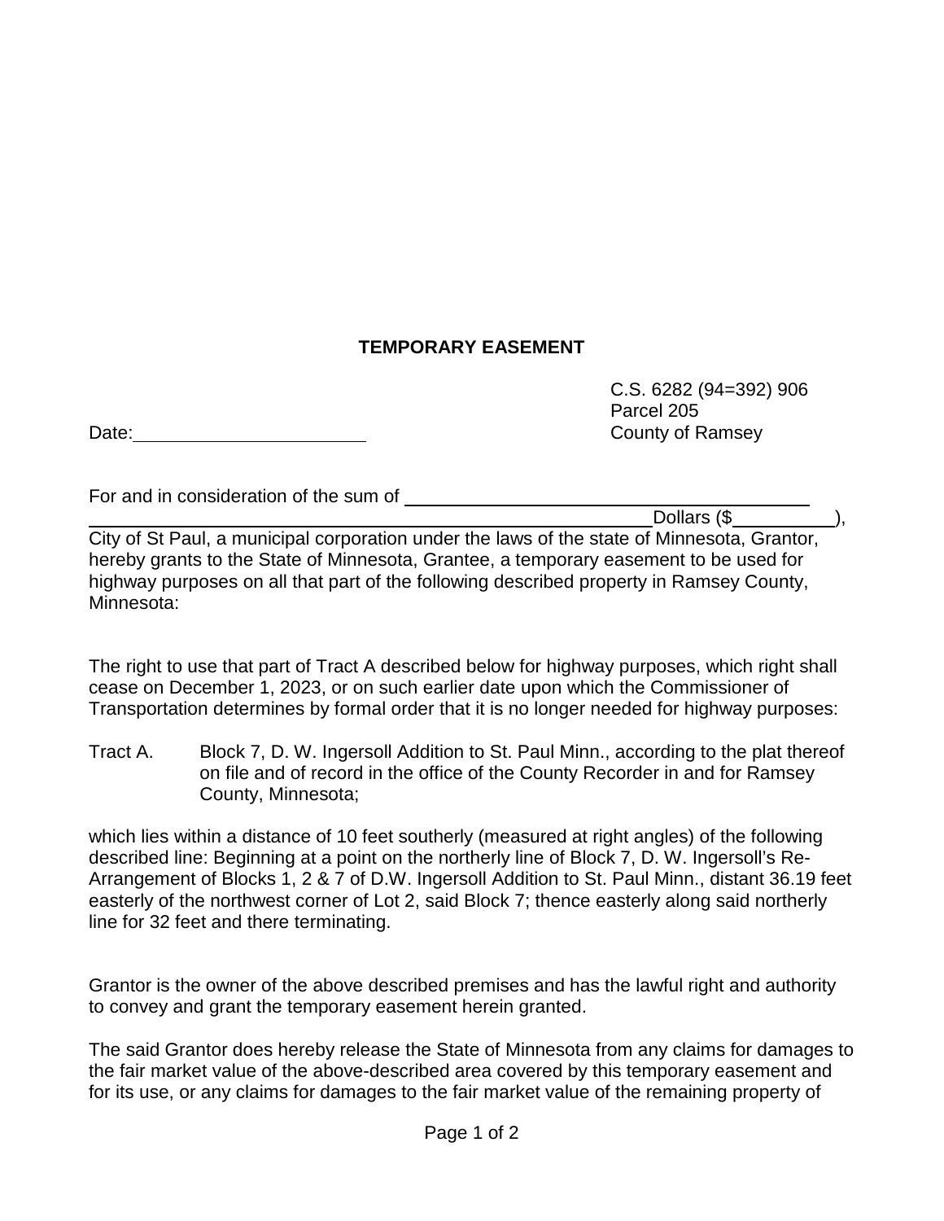# TEMPORARY EASEMENT

C.S. 6282 (94=392) 906
Parcel 205
County of Ramsey

Date:\_\_\_\_\_\_\_\_\_\_\_\_\_\_\_\_\_\_\_\_\_\_

For and in consideration of the sum of \_\_\_\_\_\_\_\_\_\_\_\_\_\_\_\_\_\_\_\_\_\_\_\_\_\_\_\_\_\_\_\_\_\_\_\_\_\_\_\_\_\_\_\_\_\_\_\_\_\_\_\_\_\_\_\_\_\_\_\_\_\_\_\_\_\_\_\_\_\_\_\_\_\_\_\_\_\_\_\_\_\_\_\_\_\_\_\_\_\_\_\_\_\_\_\_\_\_\_\_\_\_\_\_\_\_\_\_\_\_\_ Dollars ($\_\_\_\_\_\_\_\_\_\_), City of St Paul, a municipal corporation under the laws of the state of Minnesota, Grantor, hereby grants to the State of Minnesota, Grantee, a temporary easement to be used for highway purposes on all that part of the following described property in Ramsey County, Minnesota:

The right to use that part of Tract A described below for highway purposes, which right shall cease on December 1, 2023, or on such earlier date upon which the Commissioner of Transportation determines by formal order that it is no longer needed for highway purposes:

Tract A. Block 7, D. W. Ingersoll Addition to St. Paul Minn., according to the plat thereof on file and of record in the office of the County Recorder in and for Ramsey County, Minnesota;

which lies within a distance of 10 feet southerly (measured at right angles) of the following described line: Beginning at a point on the northerly line of Block 7, D. W. Ingersoll's Re-Arrangement of Blocks 1, 2 & 7 of D.W. Ingersoll Addition to St. Paul Minn., distant 36.19 feet easterly of the northwest corner of Lot 2, said Block 7; thence easterly along said northerly line for 32 feet and there terminating.

Grantor is the owner of the above described premises and has the lawful right and authority to convey and grant the temporary easement herein granted.

The said Grantor does hereby release the State of Minnesota from any claims for damages to the fair market value of the above-described area covered by this temporary easement and for its use, or any claims for damages to the fair market value of the remaining property of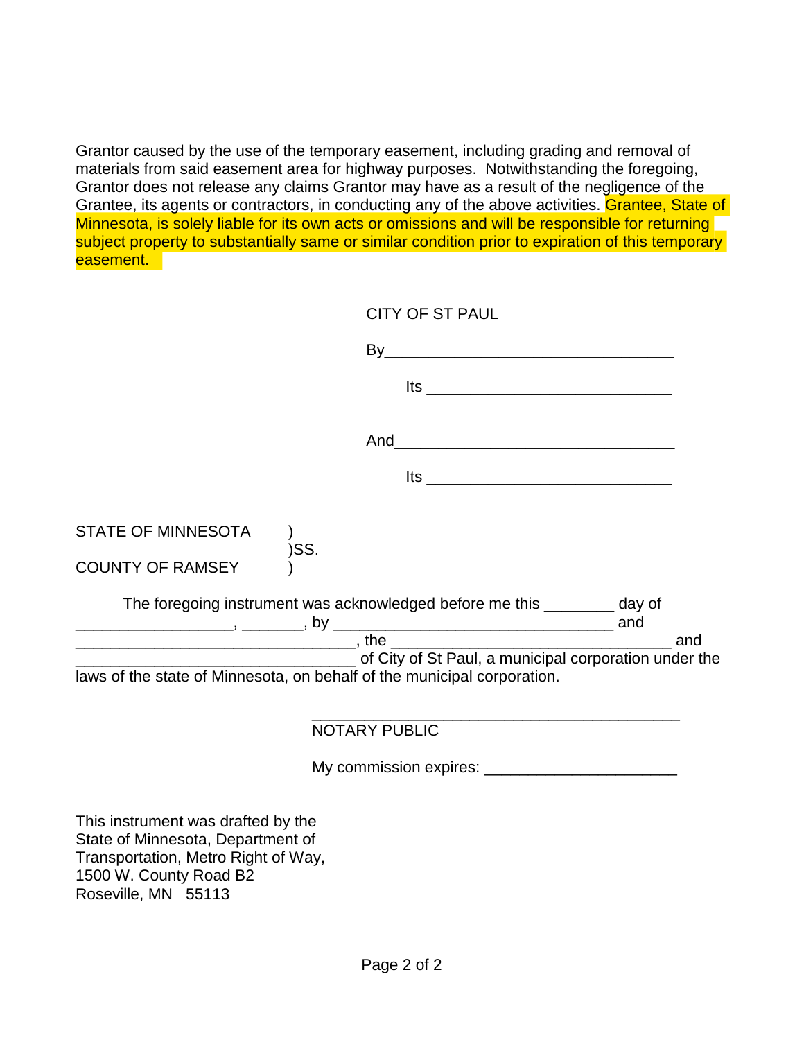Grantor caused by the use of the temporary easement, including grading and removal of materials from said easement area for highway purposes. Notwithstanding the foregoing, Grantor does not release any claims Grantor may have as a result of the negligence of the Grantee, its agents or contractors, in conducting any of the above activities. Grantee, State of Minnesota, is solely liable for its own acts or omissions and will be responsible for returning subject property to substantially same or similar condition prior to expiration of this temporary easement.

CITY OF ST PAUL

By________________________________

Its ___________________________

And_______________________________

Its ___________________________

STATE OF MINNESOTA )
)SS.
COUNTY OF RAMSEY )

The foregoing instrument was acknowledged before me this ________ day of __________________, _______, by ______________________________ and ______________________________, the ______________________________ and ______________________________ of City of St Paul, a municipal corporation under the laws of the state of Minnesota, on behalf of the municipal corporation.

________________________________________
NOTARY PUBLIC

My commission expires: _____________________

This instrument was drafted by the
State of Minnesota, Department of
Transportation, Metro Right of Way,
1500 W. County Road B2
Roseville, MN 55113